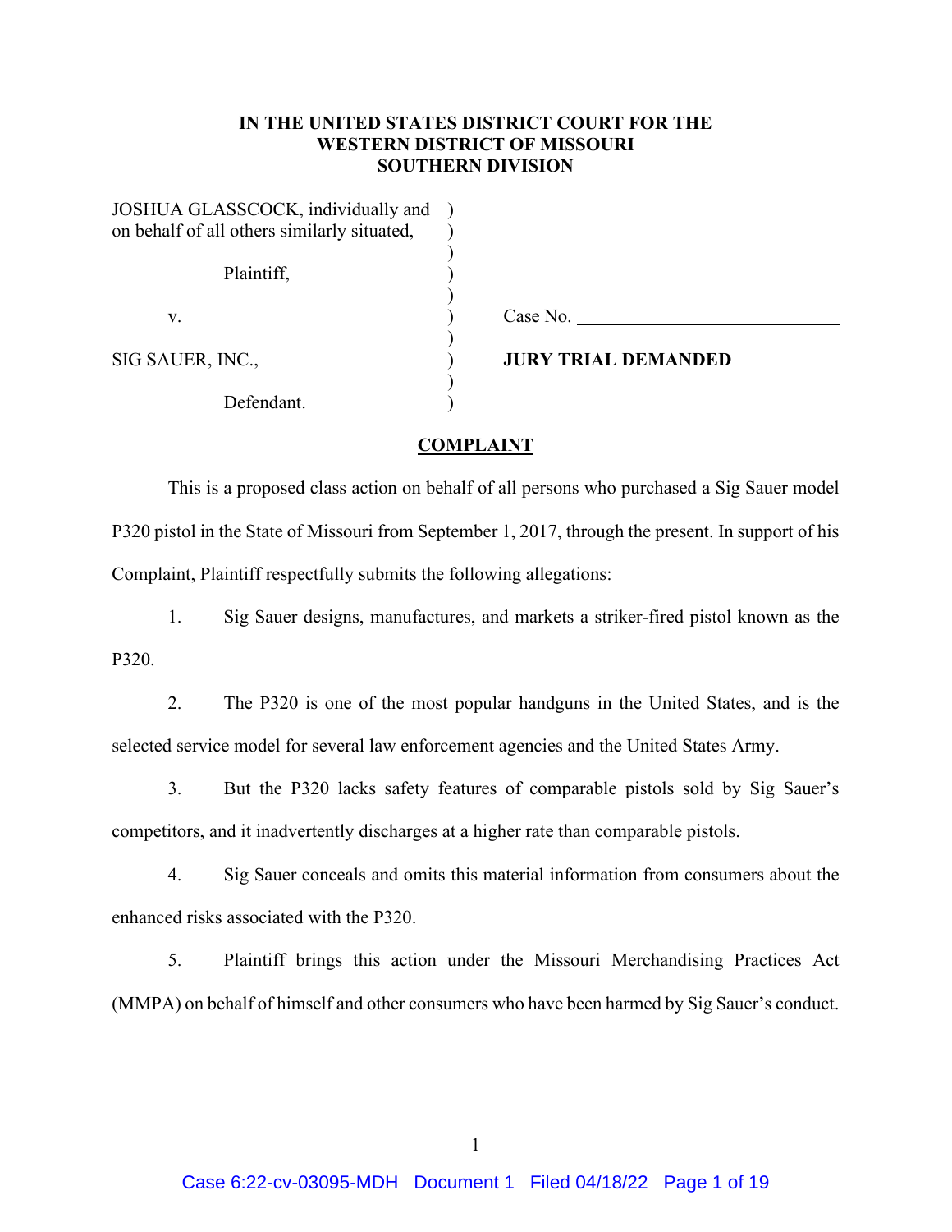**IN THE UNITED STATES DISTRICT COURT FOR THE WESTERN DISTRICT OF MISSOURI SOUTHERN DIVISION**

| | | |
|---|---|---|
| JOSHUA GLASSCOCK, individually and on behalf of all others similarly situated, | ) | |
| Plaintiff, | ) | |
| v. | ) | Case No. ____________________ |
| SIG SAUER, INC., | ) | **JURY TRIAL DEMANDED** |
| Defendant. | ) | |

**COMPLAINT**

This is a proposed class action on behalf of all persons who purchased a Sig Sauer model P320 pistol in the State of Missouri from September 1, 2017, through the present. In support of his Complaint, Plaintiff respectfully submits the following allegations:

1. Sig Sauer designs, manufactures, and markets a striker-fired pistol known as the P320.

2. The P320 is one of the most popular handguns in the United States, and is the selected service model for several law enforcement agencies and the United States Army.

3. But the P320 lacks safety features of comparable pistols sold by Sig Sauer's competitors, and it inadvertently discharges at a higher rate than comparable pistols.

4. Sig Sauer conceals and omits this material information from consumers about the enhanced risks associated with the P320.

5. Plaintiff brings this action under the Missouri Merchandising Practices Act (MMPA) on behalf of himself and other consumers who have been harmed by Sig Sauer's conduct.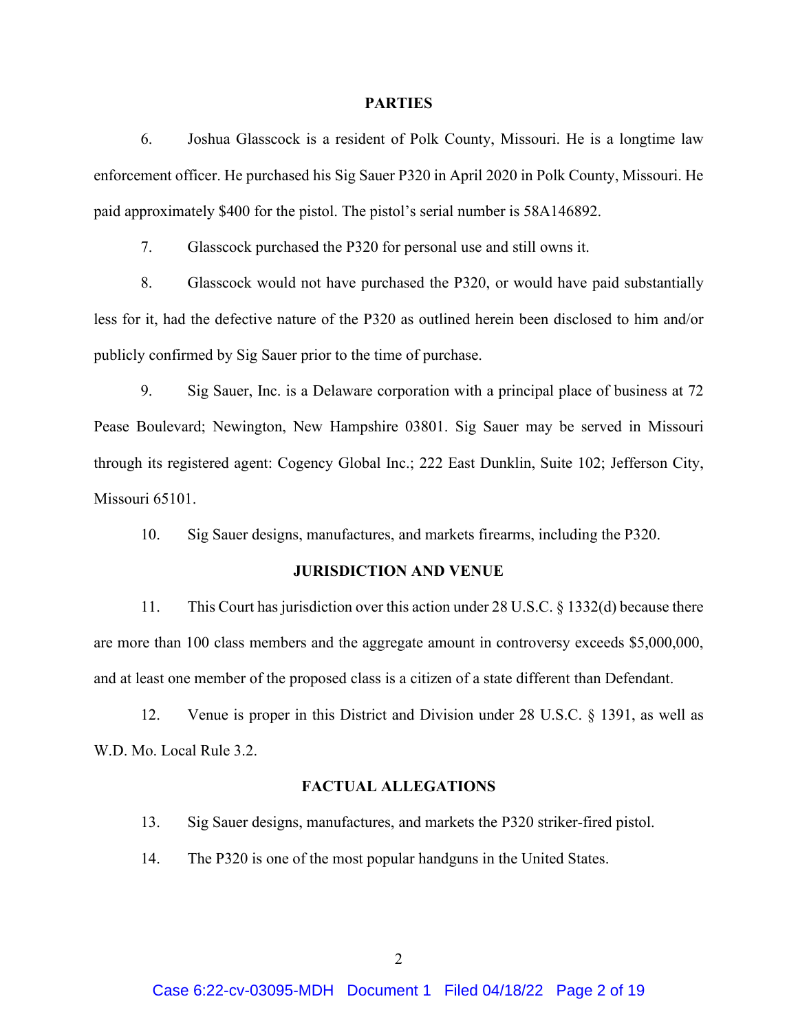## PARTIES

6. Joshua Glasscock is a resident of Polk County, Missouri. He is a longtime law enforcement officer. He purchased his Sig Sauer P320 in April 2020 in Polk County, Missouri. He paid approximately $400 for the pistol. The pistol's serial number is 58A146892.

7. Glasscock purchased the P320 for personal use and still owns it.

8. Glasscock would not have purchased the P320, or would have paid substantially less for it, had the defective nature of the P320 as outlined herein been disclosed to him and/or publicly confirmed by Sig Sauer prior to the time of purchase.

9. Sig Sauer, Inc. is a Delaware corporation with a principal place of business at 72 Pease Boulevard; Newington, New Hampshire 03801. Sig Sauer may be served in Missouri through its registered agent: Cogency Global Inc.; 222 East Dunklin, Suite 102; Jefferson City, Missouri 65101.

10. Sig Sauer designs, manufactures, and markets firearms, including the P320.

## JURISDICTION AND VENUE

11. This Court has jurisdiction over this action under 28 U.S.C. § 1332(d) because there are more than 100 class members and the aggregate amount in controversy exceeds $5,000,000, and at least one member of the proposed class is a citizen of a state different than Defendant.

12. Venue is proper in this District and Division under 28 U.S.C. § 1391, as well as W.D. Mo. Local Rule 3.2.

## FACTUAL ALLEGATIONS

13. Sig Sauer designs, manufactures, and markets the P320 striker-fired pistol.

14. The P320 is one of the most popular handguns in the United States.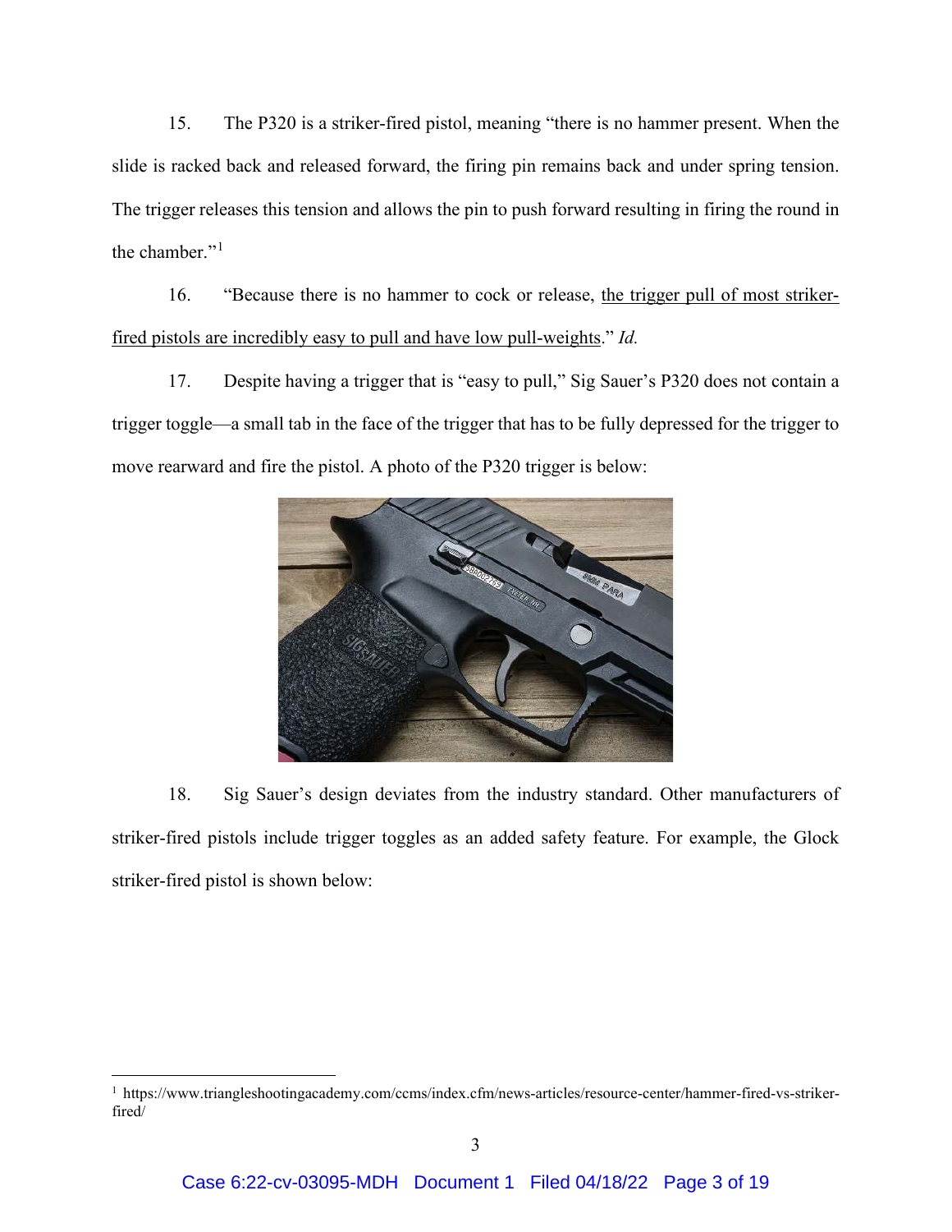15. The P320 is a striker-fired pistol, meaning "there is no hammer present. When the slide is racked back and released forward, the firing pin remains back and under spring tension. The trigger releases this tension and allows the pin to push forward resulting in firing the round in the chamber."[1]

16. "Because there is no hammer to cock or release, <u>the trigger pull of most striker-fired pistols are incredibly easy to pull and have low pull-weights</u>." *Id.*

17. Despite having a trigger that is "easy to pull," Sig Sauer's P320 does not contain a trigger toggle—a small tab in the face of the trigger that has to be fully depressed for the trigger to move rearward and fire the pistol. A photo of the P320 trigger is below:

18. Sig Sauer's design deviates from the industry standard. Other manufacturers of striker-fired pistols include trigger toggles as an added safety feature. For example, the Glock striker-fired pistol is shown below:

[1] https://www.triangleshootingacademy.com/ccms/index.cfm/news-articles/resource-center/hammer-fired-vs-striker-fired/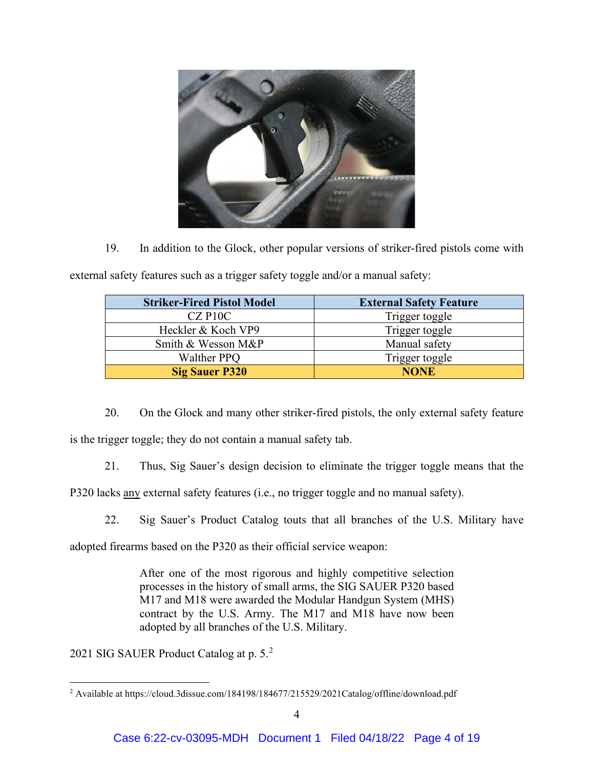19. In addition to the Glock, other popular versions of striker-fired pistols come with external safety features such as a trigger safety toggle and/or a manual safety:

| Striker-Fired Pistol Model | External Safety Feature |
|---|---|
| CZ P10C | Trigger toggle |
| Heckler & Koch VP9 | Trigger toggle |
| Smith & Wesson M&P | Manual safety |
| Walther PPQ | Trigger toggle |
| **Sig Sauer P320** | **NONE** |

20. On the Glock and many other striker-fired pistols, the only external safety feature is the trigger toggle; they do not contain a manual safety tab.

21. Thus, Sig Sauer's design decision to eliminate the trigger toggle means that the P320 lacks <u>any</u> external safety features (i.e., no trigger toggle and no manual safety).

22. Sig Sauer's Product Catalog touts that all branches of the U.S. Military have adopted firearms based on the P320 as their official service weapon:

> After one of the most rigorous and highly competitive selection processes in the history of small arms, the SIG SAUER P320 based M17 and M18 were awarded the Modular Handgun System (MHS) contract by the U.S. Army. The M17 and M18 have now been adopted by all branches of the U.S. Military.

2021 SIG SAUER Product Catalog at p. 5.[2]

---

[2] Available at https://cloud.3dissue.com/184198/184677/215529/2021Catalog/offline/download.pdf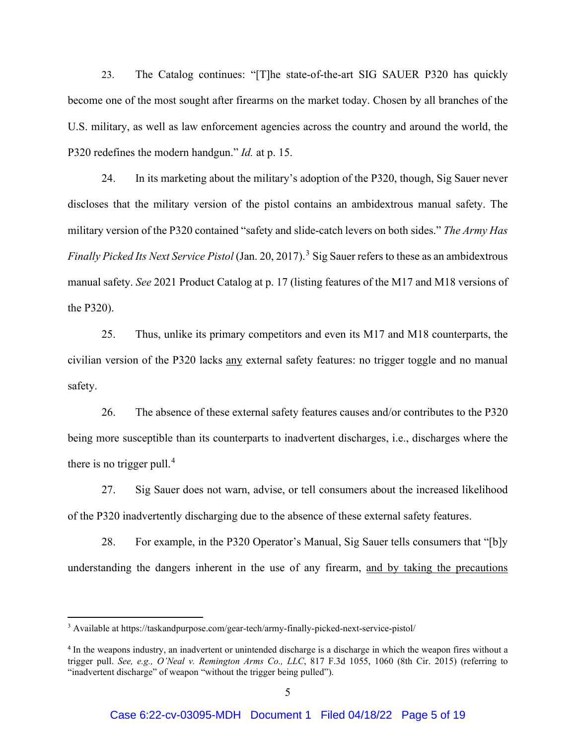23. The Catalog continues: "[T]he state-of-the-art SIG SAUER P320 has quickly become one of the most sought after firearms on the market today. Chosen by all branches of the U.S. military, as well as law enforcement agencies across the country and around the world, the P320 redefines the modern handgun." *Id.* at p. 15.

24. In its marketing about the military's adoption of the P320, though, Sig Sauer never discloses that the military version of the pistol contains an ambidextrous manual safety. The military version of the P320 contained "safety and slide-catch levers on both sides." *The Army Has Finally Picked Its Next Service Pistol* (Jan. 20, 2017).[3] Sig Sauer refers to these as an ambidextrous manual safety. *See* 2021 Product Catalog at p. 17 (listing features of the M17 and M18 versions of the P320).

25. Thus, unlike its primary competitors and even its M17 and M18 counterparts, the civilian version of the P320 lacks <u>any</u> external safety features: no trigger toggle and no manual safety.

26. The absence of these external safety features causes and/or contributes to the P320 being more susceptible than its counterparts to inadvertent discharges, i.e., discharges where the there is no trigger pull.[4]

27. Sig Sauer does not warn, advise, or tell consumers about the increased likelihood of the P320 inadvertently discharging due to the absence of these external safety features.

28. For example, in the P320 Operator's Manual, Sig Sauer tells consumers that "[b]y understanding the dangers inherent in the use of any firearm, <u>and by taking the precautions</u>

---

[3] Available at https://taskandpurpose.com/gear-tech/army-finally-picked-next-service-pistol/

[4] In the weapons industry, an inadvertent or unintended discharge is a discharge in which the weapon fires without a trigger pull. *See, e.g., O'Neal v. Remington Arms Co., LLC*, 817 F.3d 1055, 1060 (8th Cir. 2015) (referring to "inadvertent discharge" of weapon "without the trigger being pulled").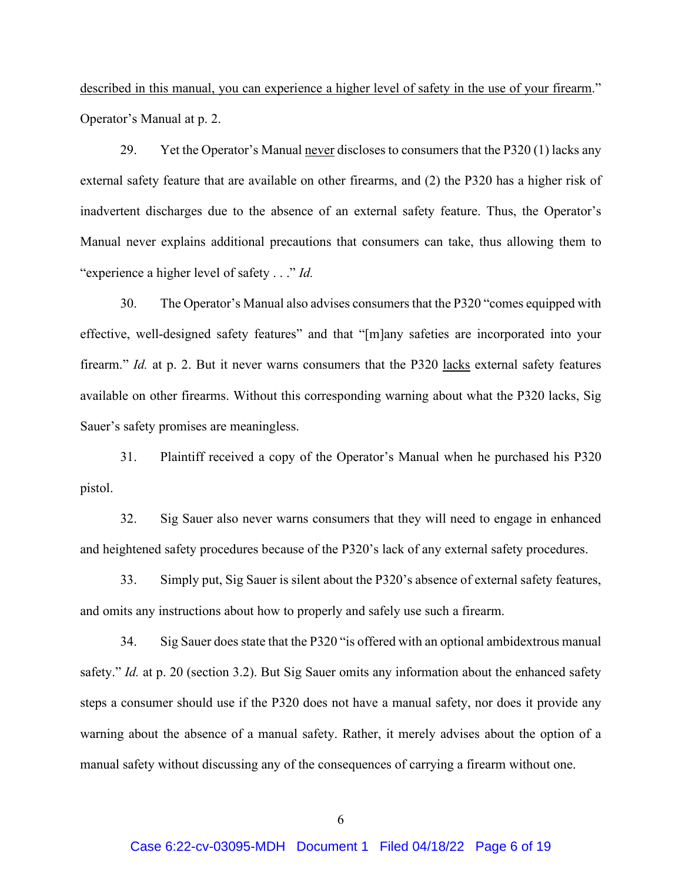<u>described in this manual, you can experience a higher level of safety in the use of your firearm</u>." Operator's Manual at p. 2.

29. Yet the Operator's Manual <u>never</u> discloses to consumers that the P320 (1) lacks any external safety feature that are available on other firearms, and (2) the P320 has a higher risk of inadvertent discharges due to the absence of an external safety feature. Thus, the Operator's Manual never explains additional precautions that consumers can take, thus allowing them to "experience a higher level of safety . . ." *Id.*

30. The Operator's Manual also advises consumers that the P320 "comes equipped with effective, well-designed safety features" and that "[m]any safeties are incorporated into your firearm." *Id.* at p. 2. But it never warns consumers that the P320 <u>lacks</u> external safety features available on other firearms. Without this corresponding warning about what the P320 lacks, Sig Sauer's safety promises are meaningless.

31. Plaintiff received a copy of the Operator's Manual when he purchased his P320 pistol.

32. Sig Sauer also never warns consumers that they will need to engage in enhanced and heightened safety procedures because of the P320's lack of any external safety procedures.

33. Simply put, Sig Sauer is silent about the P320's absence of external safety features, and omits any instructions about how to properly and safely use such a firearm.

34. Sig Sauer does state that the P320 "is offered with an optional ambidextrous manual safety." *Id.* at p. 20 (section 3.2). But Sig Sauer omits any information about the enhanced safety steps a consumer should use if the P320 does not have a manual safety, nor does it provide any warning about the absence of a manual safety. Rather, it merely advises about the option of a manual safety without discussing any of the consequences of carrying a firearm without one.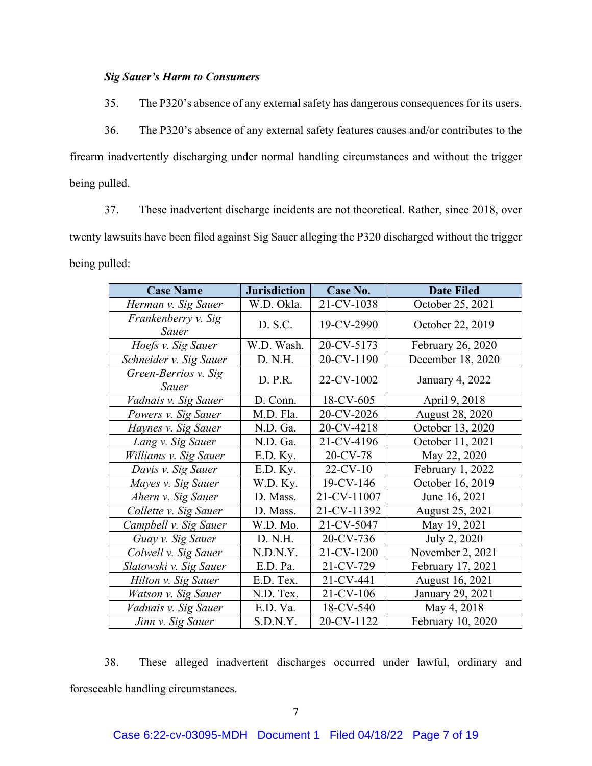***Sig Sauer's Harm to Consumers***

35. The P320's absence of any external safety has dangerous consequences for its users.

36. The P320's absence of any external safety features causes and/or contributes to the firearm inadvertently discharging under normal handling circumstances and without the trigger being pulled.

37. These inadvertent discharge incidents are not theoretical. Rather, since 2018, over twenty lawsuits have been filed against Sig Sauer alleging the P320 discharged without the trigger being pulled:

| Case Name | Jurisdiction | Case No. | Date Filed |
|---|---|---|---|
| *Herman v. Sig Sauer* | W.D. Okla. | 21-CV-1038 | October 25, 2021 |
| *Frankenberry v. Sig Sauer* | D. S.C. | 19-CV-2990 | October 22, 2019 |
| *Hoefs v. Sig Sauer* | W.D. Wash. | 20-CV-5173 | February 26, 2020 |
| *Schneider v. Sig Sauer* | D. N.H. | 20-CV-1190 | December 18, 2020 |
| *Green-Berrios v. Sig Sauer* | D. P.R. | 22-CV-1002 | January 4, 2022 |
| *Vadnais v. Sig Sauer* | D. Conn. | 18-CV-605 | April 9, 2018 |
| *Powers v. Sig Sauer* | M.D. Fla. | 20-CV-2026 | August 28, 2020 |
| *Haynes v. Sig Sauer* | N.D. Ga. | 20-CV-4218 | October 13, 2020 |
| *Lang v. Sig Sauer* | N.D. Ga. | 21-CV-4196 | October 11, 2021 |
| *Williams v. Sig Sauer* | E.D. Ky. | 20-CV-78 | May 22, 2020 |
| *Davis v. Sig Sauer* | E.D. Ky. | 22-CV-10 | February 1, 2022 |
| *Mayes v. Sig Sauer* | W.D. Ky. | 19-CV-146 | October 16, 2019 |
| *Ahern v. Sig Sauer* | D. Mass. | 21-CV-11007 | June 16, 2021 |
| *Collette v. Sig Sauer* | D. Mass. | 21-CV-11392 | August 25, 2021 |
| *Campbell v. Sig Sauer* | W.D. Mo. | 21-CV-5047 | May 19, 2021 |
| *Guay v. Sig Sauer* | D. N.H. | 20-CV-736 | July 2, 2020 |
| *Colwell v. Sig Sauer* | N.D.N.Y. | 21-CV-1200 | November 2, 2021 |
| *Slatowski v. Sig Sauer* | E.D. Pa. | 21-CV-729 | February 17, 2021 |
| *Hilton v. Sig Sauer* | E.D. Tex. | 21-CV-441 | August 16, 2021 |
| *Watson v. Sig Sauer* | N.D. Tex. | 21-CV-106 | January 29, 2021 |
| *Vadnais v. Sig Sauer* | E.D. Va. | 18-CV-540 | May 4, 2018 |
| *Jinn v. Sig Sauer* | S.D.N.Y. | 20-CV-1122 | February 10, 2020 |

38. These alleged inadvertent discharges occurred under lawful, ordinary and foreseeable handling circumstances.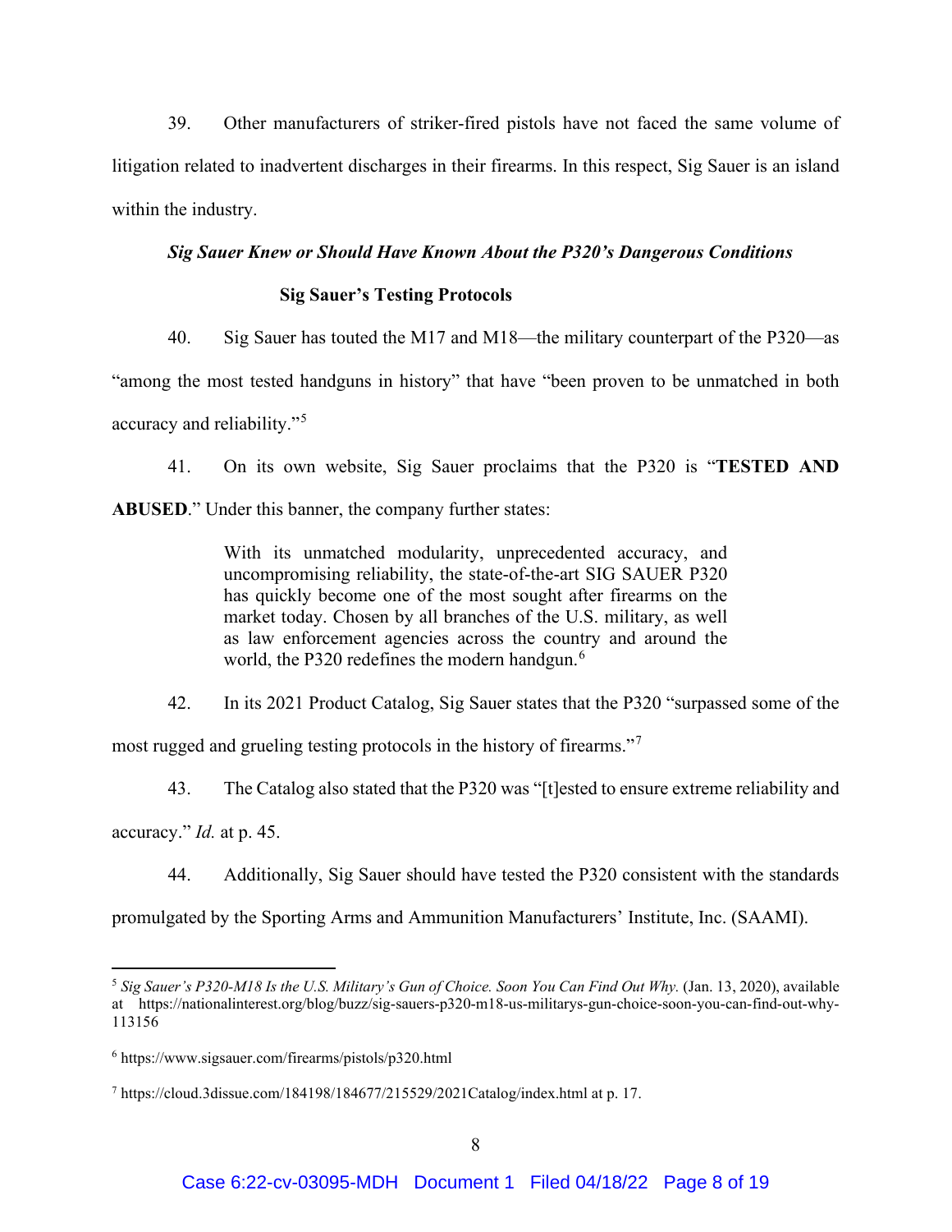39. Other manufacturers of striker-fired pistols have not faced the same volume of litigation related to inadvertent discharges in their firearms. In this respect, Sig Sauer is an island within the industry.

***Sig Sauer Knew or Should Have Known About the P320's Dangerous Conditions***

**Sig Sauer's Testing Protocols**

40. Sig Sauer has touted the M17 and M18—the military counterpart of the P320—as "among the most tested handguns in history" that have "been proven to be unmatched in both accuracy and reliability."[5]

41. On its own website, Sig Sauer proclaims that the P320 is "**TESTED AND ABUSED**." Under this banner, the company further states:

> With its unmatched modularity, unprecedented accuracy, and uncompromising reliability, the state-of-the-art SIG SAUER P320 has quickly become one of the most sought after firearms on the market today. Chosen by all branches of the U.S. military, as well as law enforcement agencies across the country and around the world, the P320 redefines the modern handgun.[6]

42. In its 2021 Product Catalog, Sig Sauer states that the P320 "surpassed some of the most rugged and grueling testing protocols in the history of firearms."[7]

43. The Catalog also stated that the P320 was "[t]ested to ensure extreme reliability and accuracy." *Id.* at p. 45.

44. Additionally, Sig Sauer should have tested the P320 consistent with the standards promulgated by the Sporting Arms and Ammunition Manufacturers' Institute, Inc. (SAAMI).

---

[5] *Sig Sauer's P320-M18 Is the U.S. Military's Gun of Choice. Soon You Can Find Out Why.* (Jan. 13, 2020), available at https://nationalinterest.org/blog/buzz/sig-sauers-p320-m18-us-militarys-gun-choice-soon-you-can-find-out-why-113156

[6] https://www.sigsauer.com/firearms/pistols/p320.html

[7] https://cloud.3dissue.com/184198/184677/215529/2021Catalog/index.html at p. 17.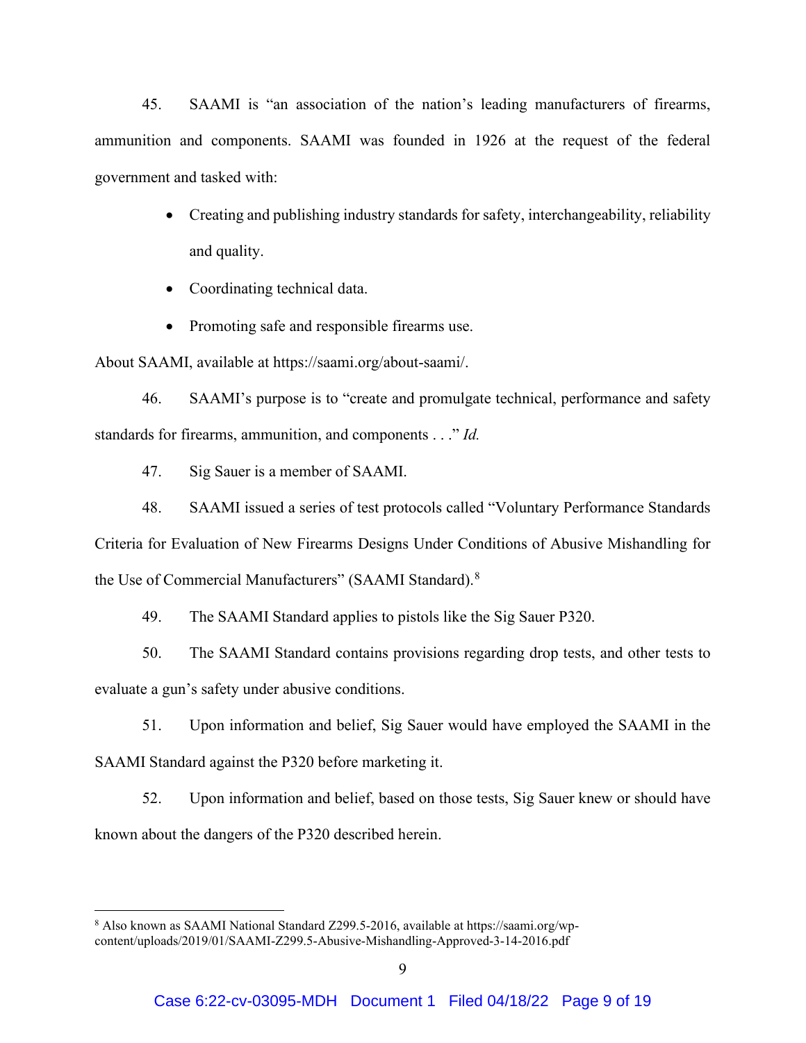45. SAAMI is "an association of the nation's leading manufacturers of firearms, ammunition and components. SAAMI was founded in 1926 at the request of the federal government and tasked with:

- Creating and publishing industry standards for safety, interchangeability, reliability and quality.
- Coordinating technical data.
- Promoting safe and responsible firearms use.

About SAAMI, available at https://saami.org/about-saami/.

46. SAAMI's purpose is to "create and promulgate technical, performance and safety standards for firearms, ammunition, and components . . ." *Id.*

47. Sig Sauer is a member of SAAMI.

48. SAAMI issued a series of test protocols called "Voluntary Performance Standards Criteria for Evaluation of New Firearms Designs Under Conditions of Abusive Mishandling for the Use of Commercial Manufacturers" (SAAMI Standard).[8]

49. The SAAMI Standard applies to pistols like the Sig Sauer P320.

50. The SAAMI Standard contains provisions regarding drop tests, and other tests to evaluate a gun's safety under abusive conditions.

51. Upon information and belief, Sig Sauer would have employed the SAAMI in the SAAMI Standard against the P320 before marketing it.

52. Upon information and belief, based on those tests, Sig Sauer knew or should have known about the dangers of the P320 described herein.

---

[8] Also known as SAAMI National Standard Z299.5-2016, available at https://saami.org/wp-content/uploads/2019/01/SAAMI-Z299.5-Abusive-Mishandling-Approved-3-14-2016.pdf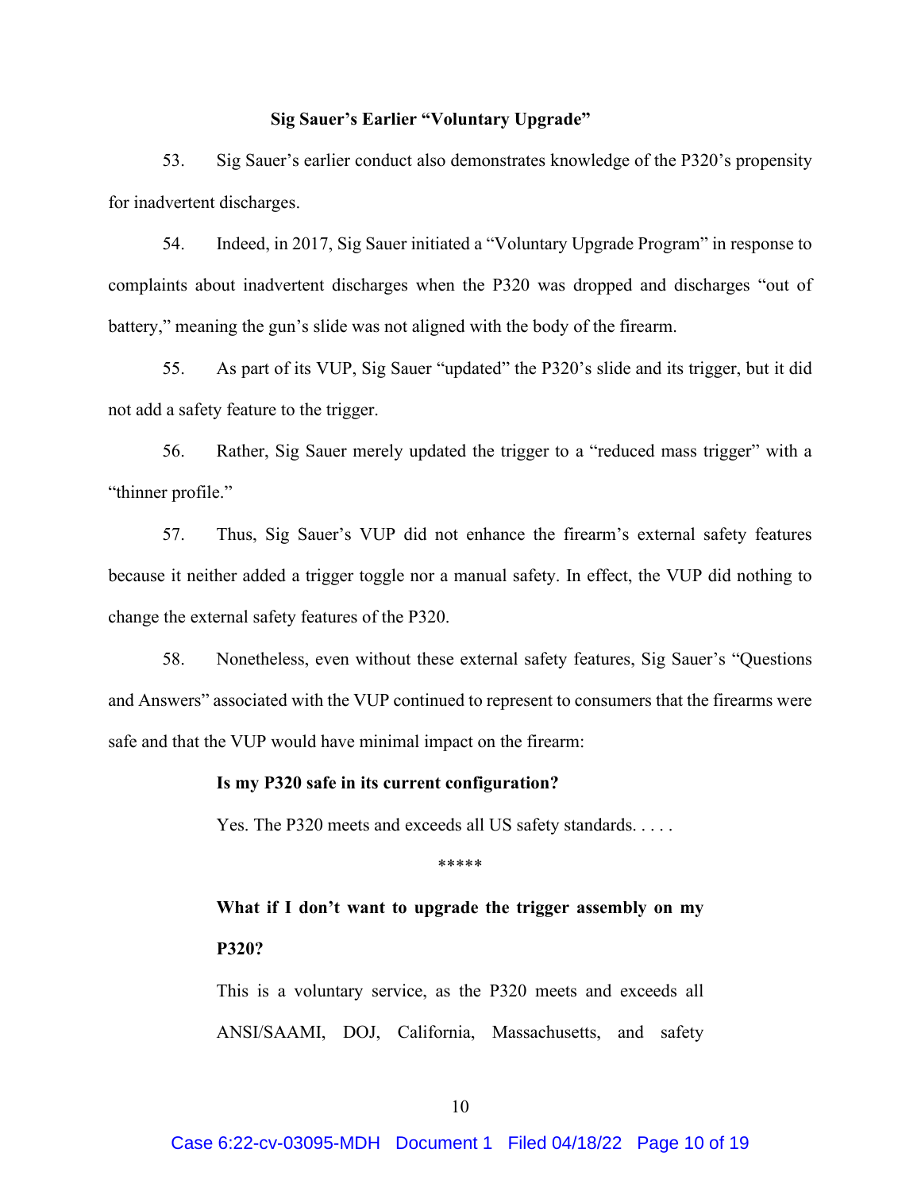**Sig Sauer's Earlier "Voluntary Upgrade"**

53. Sig Sauer's earlier conduct also demonstrates knowledge of the P320's propensity for inadvertent discharges.

54. Indeed, in 2017, Sig Sauer initiated a "Voluntary Upgrade Program" in response to complaints about inadvertent discharges when the P320 was dropped and discharges "out of battery," meaning the gun's slide was not aligned with the body of the firearm.

55. As part of its VUP, Sig Sauer "updated" the P320's slide and its trigger, but it did not add a safety feature to the trigger.

56. Rather, Sig Sauer merely updated the trigger to a "reduced mass trigger" with a "thinner profile."

57. Thus, Sig Sauer's VUP did not enhance the firearm's external safety features because it neither added a trigger toggle nor a manual safety. In effect, the VUP did nothing to change the external safety features of the P320.

58. Nonetheless, even without these external safety features, Sig Sauer's "Questions and Answers" associated with the VUP continued to represent to consumers that the firearms were safe and that the VUP would have minimal impact on the firearm:

> **Is my P320 safe in its current configuration?**
>
> Yes. The P320 meets and exceeds all US safety standards. . . . .
>
> *****
>
> **What if I don't want to upgrade the trigger assembly on my P320?**
>
> This is a voluntary service, as the P320 meets and exceeds all ANSI/SAAMI, DOJ, California, Massachusetts, and safety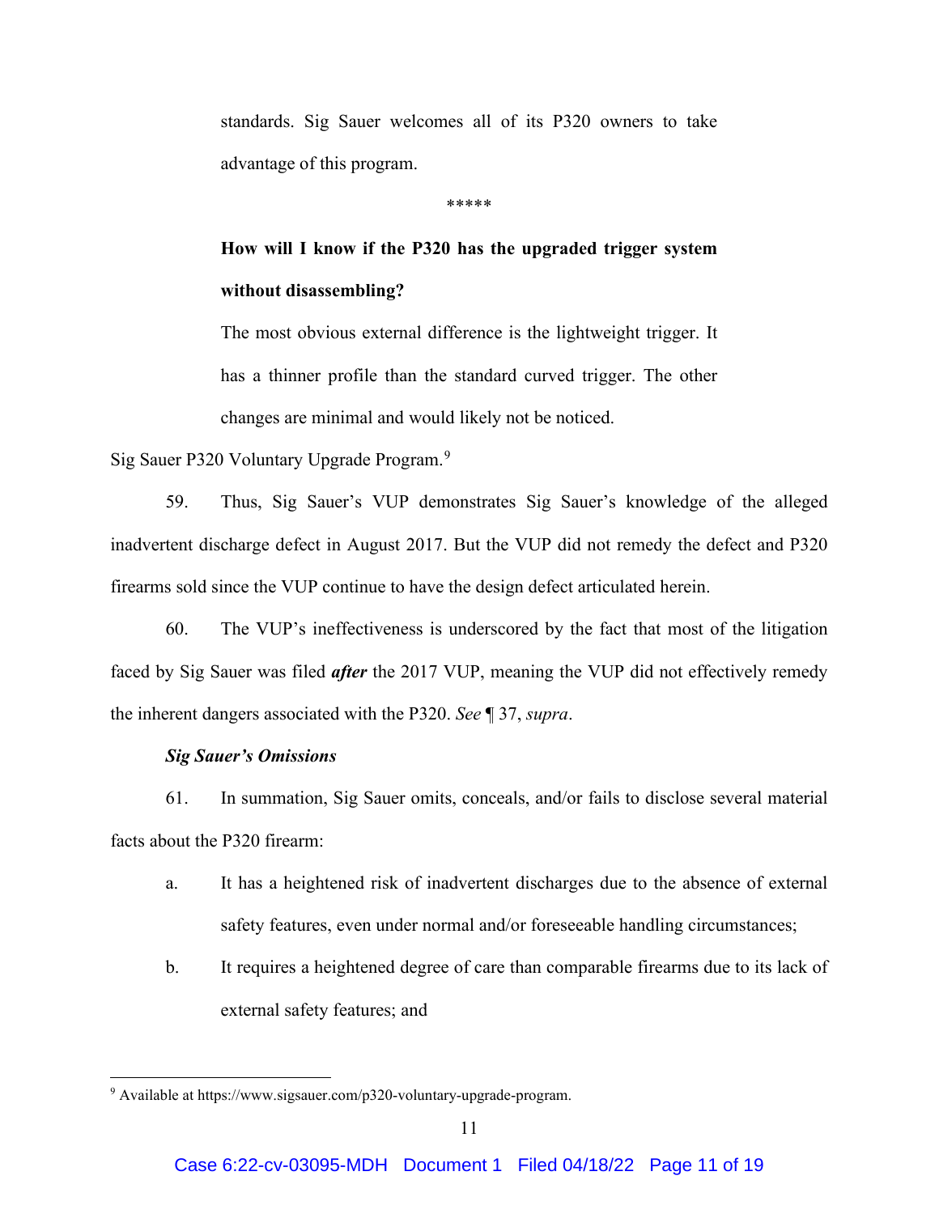> standards. Sig Sauer welcomes all of its P320 owners to take advantage of this program.
>
> *****
>
> **How will I know if the P320 has the upgraded trigger system without disassembling?**
>
> The most obvious external difference is the lightweight trigger. It has a thinner profile than the standard curved trigger. The other changes are minimal and would likely not be noticed.

Sig Sauer P320 Voluntary Upgrade Program.[9]

59. Thus, Sig Sauer's VUP demonstrates Sig Sauer's knowledge of the alleged inadvertent discharge defect in August 2017. But the VUP did not remedy the defect and P320 firearms sold since the VUP continue to have the design defect articulated herein.

60. The VUP's ineffectiveness is underscored by the fact that most of the litigation faced by Sig Sauer was filed ***after*** the 2017 VUP, meaning the VUP did not effectively remedy the inherent dangers associated with the P320. *See* ¶ 37, *supra*.

***Sig Sauer's Omissions***

61. In summation, Sig Sauer omits, conceals, and/or fails to disclose several material facts about the P320 firearm:

a. It has a heightened risk of inadvertent discharges due to the absence of external safety features, even under normal and/or foreseeable handling circumstances;

b. It requires a heightened degree of care than comparable firearms due to its lack of external safety features; and

[9] Available at https://www.sigsauer.com/p320-voluntary-upgrade-program.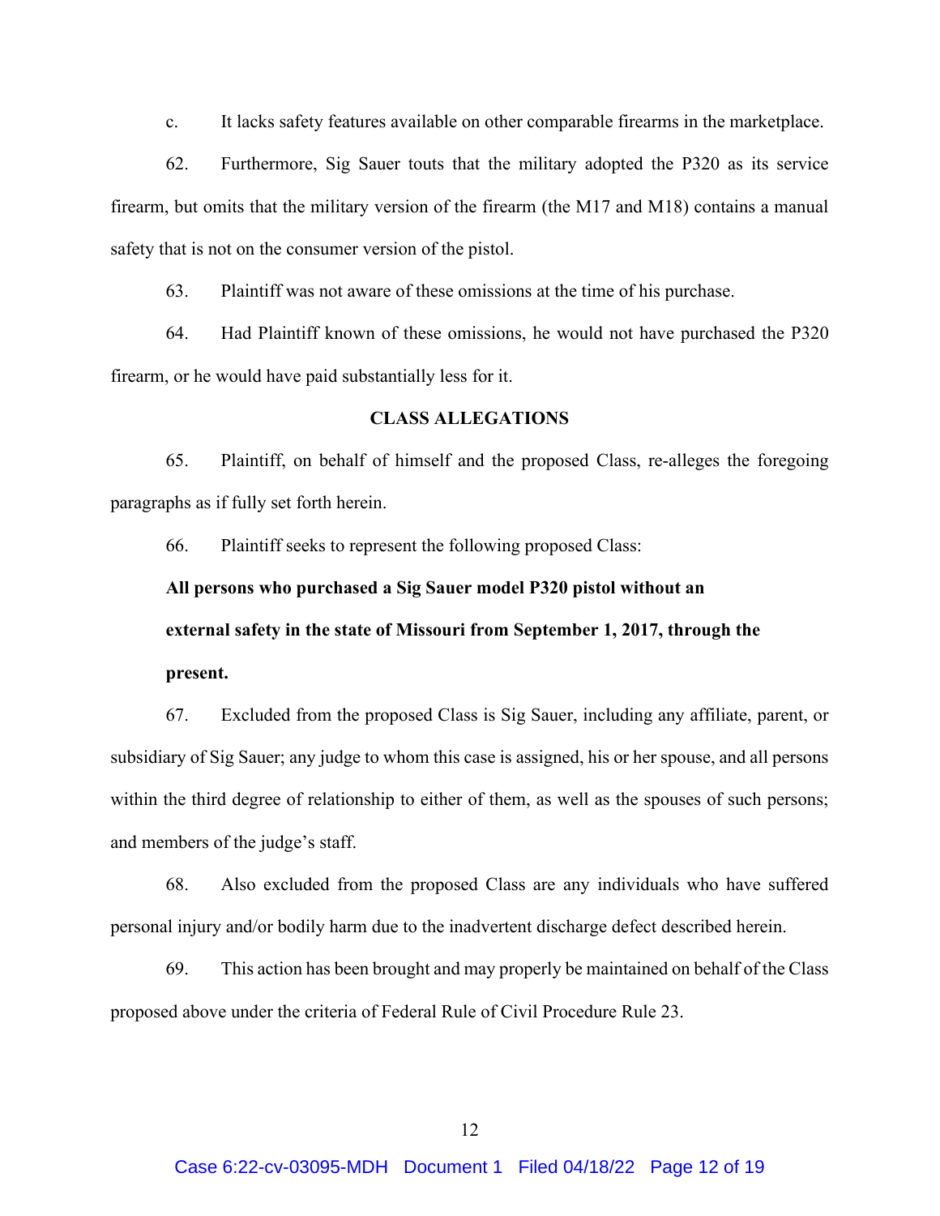c. It lacks safety features available on other comparable firearms in the marketplace.

62. Furthermore, Sig Sauer touts that the military adopted the P320 as its service firearm, but omits that the military version of the firearm (the M17 and M18) contains a manual safety that is not on the consumer version of the pistol.

63. Plaintiff was not aware of these omissions at the time of his purchase.

64. Had Plaintiff known of these omissions, he would not have purchased the P320 firearm, or he would have paid substantially less for it.

## CLASS ALLEGATIONS

65. Plaintiff, on behalf of himself and the proposed Class, re-alleges the foregoing paragraphs as if fully set forth herein.

66. Plaintiff seeks to represent the following proposed Class:

**All persons who purchased a Sig Sauer model P320 pistol without an external safety in the state of Missouri from September 1, 2017, through the present.**

67. Excluded from the proposed Class is Sig Sauer, including any affiliate, parent, or subsidiary of Sig Sauer; any judge to whom this case is assigned, his or her spouse, and all persons within the third degree of relationship to either of them, as well as the spouses of such persons; and members of the judge's staff.

68. Also excluded from the proposed Class are any individuals who have suffered personal injury and/or bodily harm due to the inadvertent discharge defect described herein.

69. This action has been brought and may properly be maintained on behalf of the Class proposed above under the criteria of Federal Rule of Civil Procedure Rule 23.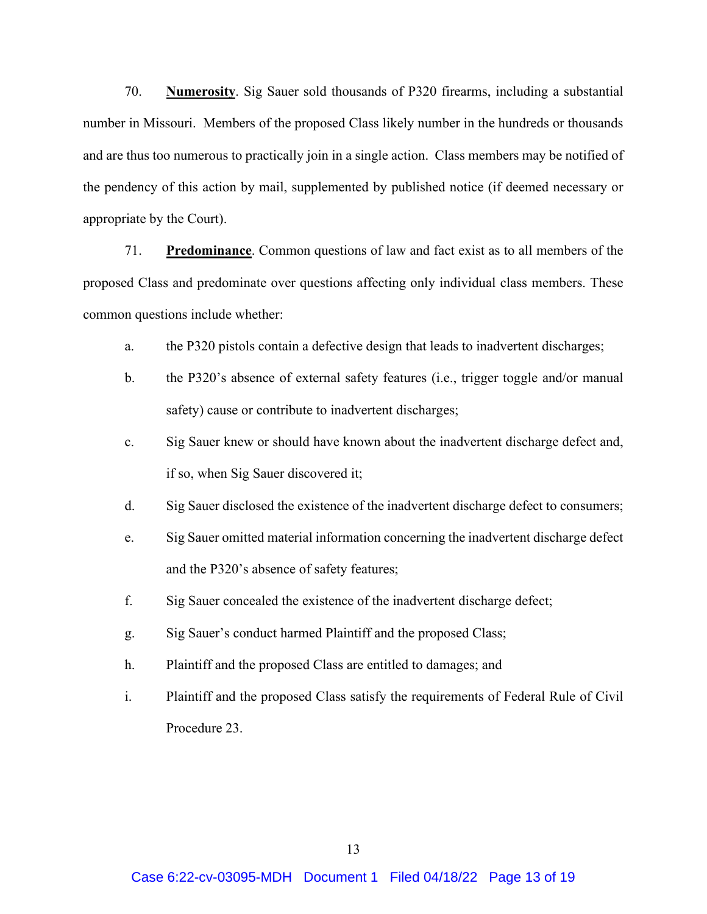70. **Numerosity**. Sig Sauer sold thousands of P320 firearms, including a substantial number in Missouri. Members of the proposed Class likely number in the hundreds or thousands and are thus too numerous to practically join in a single action. Class members may be notified of the pendency of this action by mail, supplemented by published notice (if deemed necessary or appropriate by the Court).

71. **Predominance**. Common questions of law and fact exist as to all members of the proposed Class and predominate over questions affecting only individual class members. These common questions include whether:

a. the P320 pistols contain a defective design that leads to inadvertent discharges;

b. the P320's absence of external safety features (i.e., trigger toggle and/or manual safety) cause or contribute to inadvertent discharges;

c. Sig Sauer knew or should have known about the inadvertent discharge defect and, if so, when Sig Sauer discovered it;

d. Sig Sauer disclosed the existence of the inadvertent discharge defect to consumers;

e. Sig Sauer omitted material information concerning the inadvertent discharge defect and the P320's absence of safety features;

f. Sig Sauer concealed the existence of the inadvertent discharge defect;

g. Sig Sauer's conduct harmed Plaintiff and the proposed Class;

h. Plaintiff and the proposed Class are entitled to damages; and

i. Plaintiff and the proposed Class satisfy the requirements of Federal Rule of Civil Procedure 23.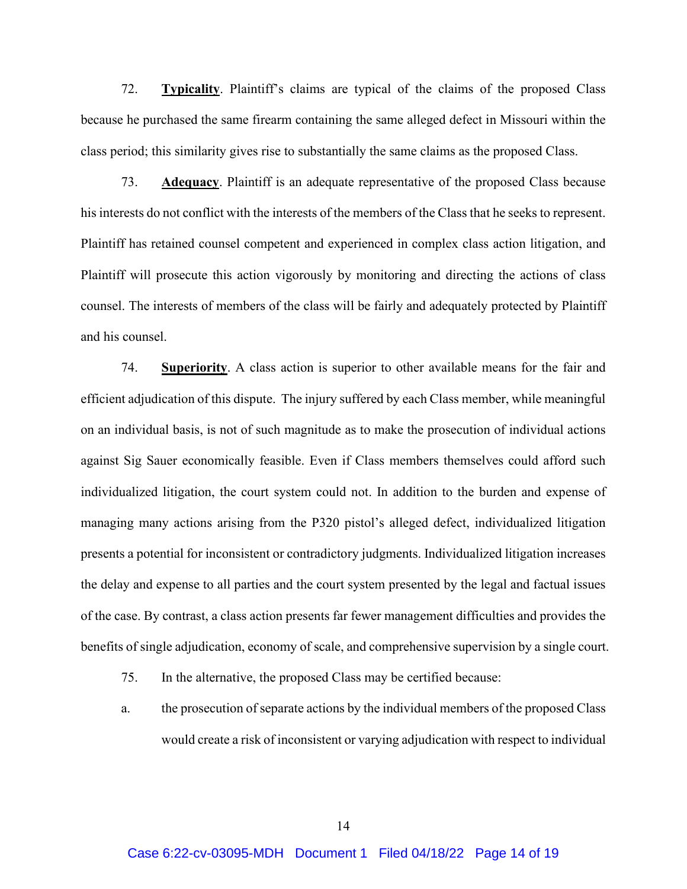72. **Typicality**. Plaintiff's claims are typical of the claims of the proposed Class because he purchased the same firearm containing the same alleged defect in Missouri within the class period; this similarity gives rise to substantially the same claims as the proposed Class.

73. **Adequacy**. Plaintiff is an adequate representative of the proposed Class because his interests do not conflict with the interests of the members of the Class that he seeks to represent. Plaintiff has retained counsel competent and experienced in complex class action litigation, and Plaintiff will prosecute this action vigorously by monitoring and directing the actions of class counsel. The interests of members of the class will be fairly and adequately protected by Plaintiff and his counsel.

74. **Superiority**. A class action is superior to other available means for the fair and efficient adjudication of this dispute. The injury suffered by each Class member, while meaningful on an individual basis, is not of such magnitude as to make the prosecution of individual actions against Sig Sauer economically feasible. Even if Class members themselves could afford such individualized litigation, the court system could not. In addition to the burden and expense of managing many actions arising from the P320 pistol's alleged defect, individualized litigation presents a potential for inconsistent or contradictory judgments. Individualized litigation increases the delay and expense to all parties and the court system presented by the legal and factual issues of the case. By contrast, a class action presents far fewer management difficulties and provides the benefits of single adjudication, economy of scale, and comprehensive supervision by a single court.

75. In the alternative, the proposed Class may be certified because:

a. the prosecution of separate actions by the individual members of the proposed Class would create a risk of inconsistent or varying adjudication with respect to individual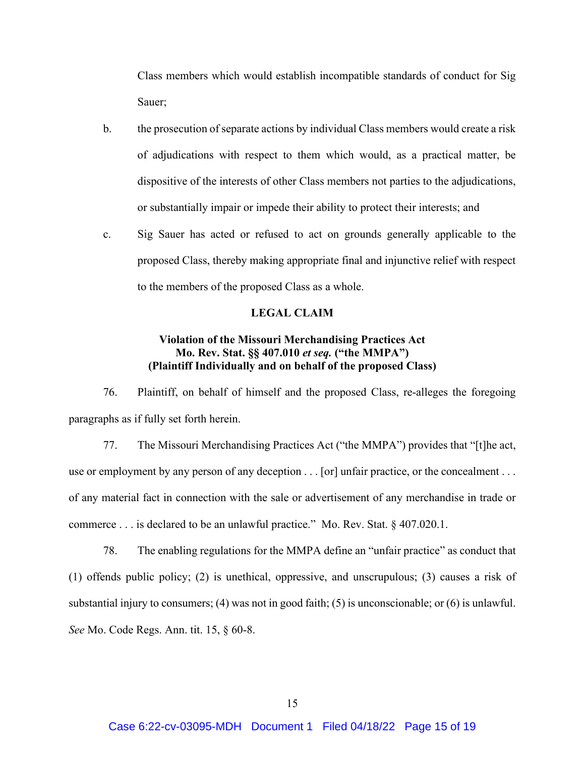Class members which would establish incompatible standards of conduct for Sig Sauer;

b. the prosecution of separate actions by individual Class members would create a risk of adjudications with respect to them which would, as a practical matter, be dispositive of the interests of other Class members not parties to the adjudications, or substantially impair or impede their ability to protect their interests; and

c. Sig Sauer has acted or refused to act on grounds generally applicable to the proposed Class, thereby making appropriate final and injunctive relief with respect to the members of the proposed Class as a whole.

## LEGAL CLAIM

### Violation of the Missouri Merchandising Practices Act
### Mo. Rev. Stat. §§ 407.010 *et seq.* ("the MMPA")
### (Plaintiff Individually and on behalf of the proposed Class)

76. Plaintiff, on behalf of himself and the proposed Class, re-alleges the foregoing paragraphs as if fully set forth herein.

77. The Missouri Merchandising Practices Act ("the MMPA") provides that "[t]he act, use or employment by any person of any deception . . . [or] unfair practice, or the concealment . . . of any material fact in connection with the sale or advertisement of any merchandise in trade or commerce . . . is declared to be an unlawful practice." Mo. Rev. Stat. § 407.020.1.

78. The enabling regulations for the MMPA define an "unfair practice" as conduct that (1) offends public policy; (2) is unethical, oppressive, and unscrupulous; (3) causes a risk of substantial injury to consumers; (4) was not in good faith; (5) is unconscionable; or (6) is unlawful. *See* Mo. Code Regs. Ann. tit. 15, § 60-8.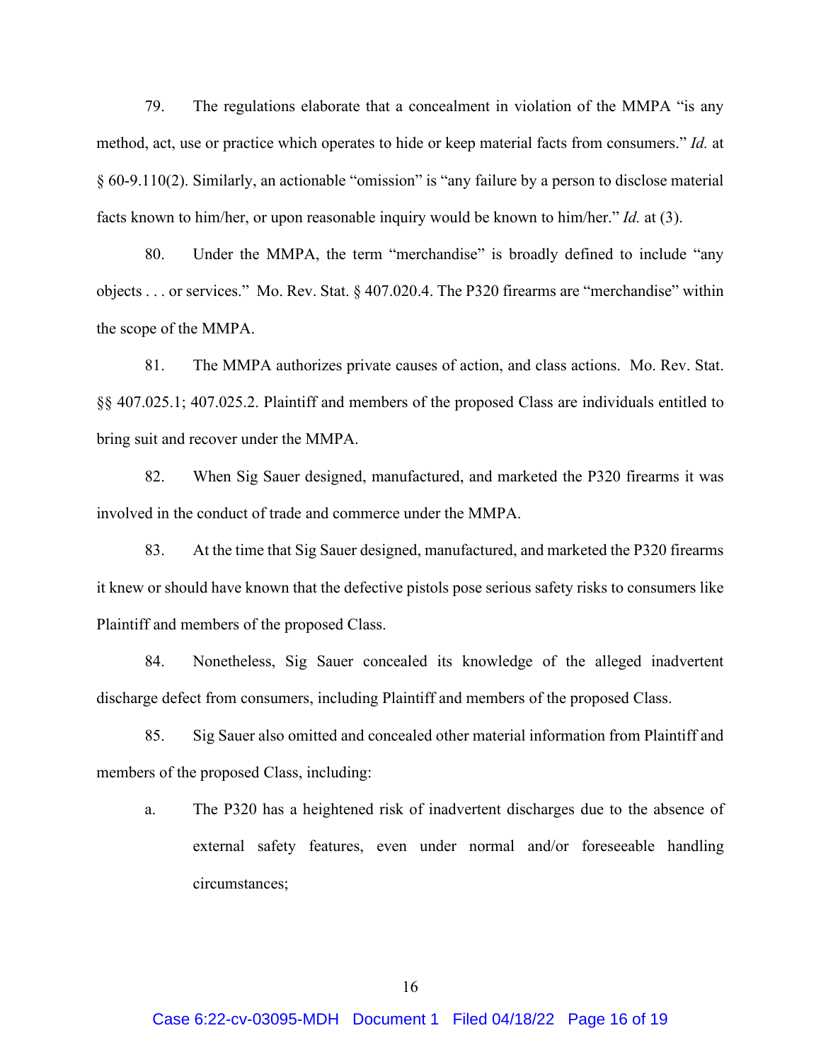79. The regulations elaborate that a concealment in violation of the MMPA "is any method, act, use or practice which operates to hide or keep material facts from consumers." *Id.* at § 60-9.110(2). Similarly, an actionable "omission" is "any failure by a person to disclose material facts known to him/her, or upon reasonable inquiry would be known to him/her." *Id.* at (3).

80. Under the MMPA, the term "merchandise" is broadly defined to include "any objects . . . or services." Mo. Rev. Stat. § 407.020.4. The P320 firearms are "merchandise" within the scope of the MMPA.

81. The MMPA authorizes private causes of action, and class actions. Mo. Rev. Stat. §§ 407.025.1; 407.025.2. Plaintiff and members of the proposed Class are individuals entitled to bring suit and recover under the MMPA.

82. When Sig Sauer designed, manufactured, and marketed the P320 firearms it was involved in the conduct of trade and commerce under the MMPA.

83. At the time that Sig Sauer designed, manufactured, and marketed the P320 firearms it knew or should have known that the defective pistols pose serious safety risks to consumers like Plaintiff and members of the proposed Class.

84. Nonetheless, Sig Sauer concealed its knowledge of the alleged inadvertent discharge defect from consumers, including Plaintiff and members of the proposed Class.

85. Sig Sauer also omitted and concealed other material information from Plaintiff and members of the proposed Class, including:

a. The P320 has a heightened risk of inadvertent discharges due to the absence of external safety features, even under normal and/or foreseeable handling circumstances;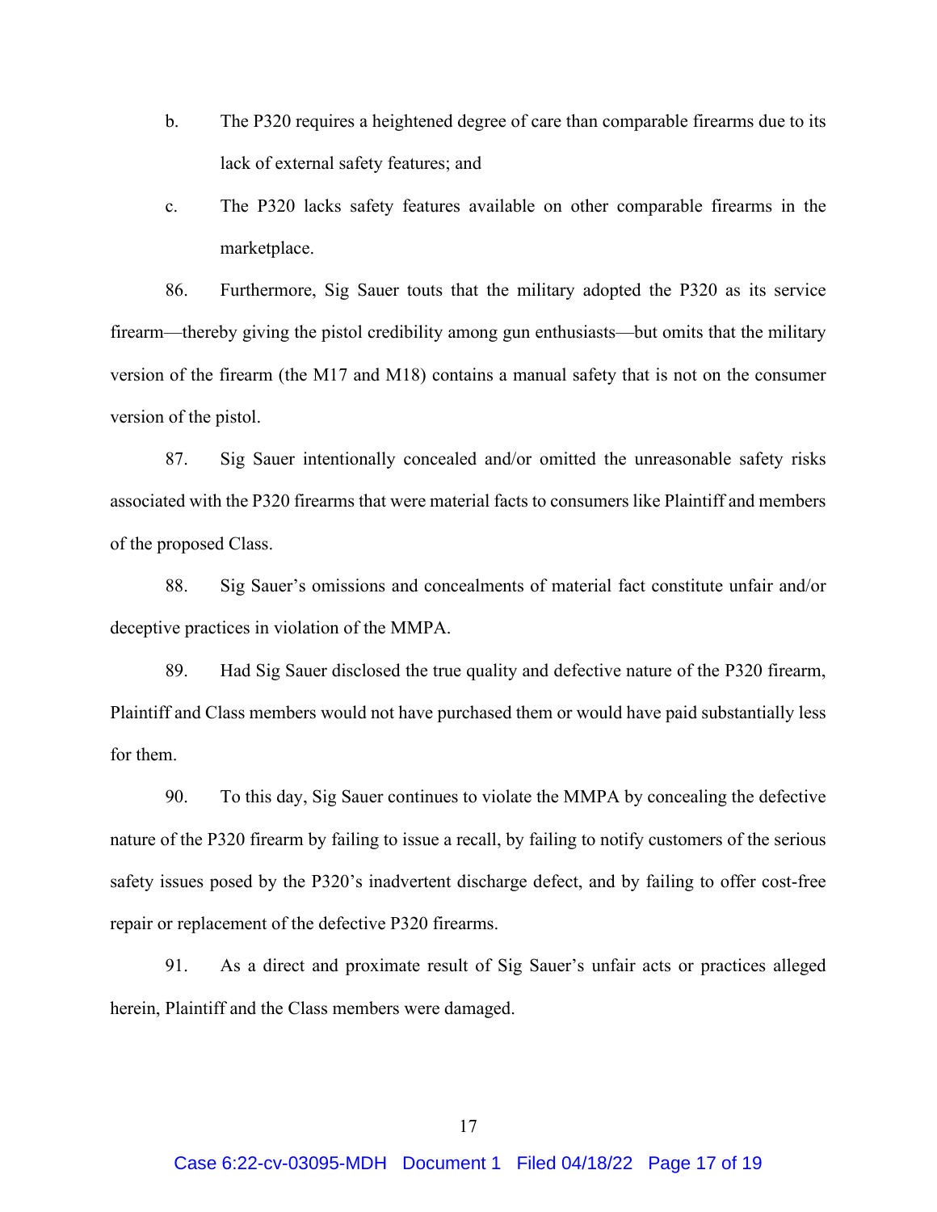b. The P320 requires a heightened degree of care than comparable firearms due to its lack of external safety features; and

c. The P320 lacks safety features available on other comparable firearms in the marketplace.

86. Furthermore, Sig Sauer touts that the military adopted the P320 as its service firearm—thereby giving the pistol credibility among gun enthusiasts—but omits that the military version of the firearm (the M17 and M18) contains a manual safety that is not on the consumer version of the pistol.

87. Sig Sauer intentionally concealed and/or omitted the unreasonable safety risks associated with the P320 firearms that were material facts to consumers like Plaintiff and members of the proposed Class.

88. Sig Sauer's omissions and concealments of material fact constitute unfair and/or deceptive practices in violation of the MMPA.

89. Had Sig Sauer disclosed the true quality and defective nature of the P320 firearm, Plaintiff and Class members would not have purchased them or would have paid substantially less for them.

90. To this day, Sig Sauer continues to violate the MMPA by concealing the defective nature of the P320 firearm by failing to issue a recall, by failing to notify customers of the serious safety issues posed by the P320's inadvertent discharge defect, and by failing to offer cost-free repair or replacement of the defective P320 firearms.

91. As a direct and proximate result of Sig Sauer's unfair acts or practices alleged herein, Plaintiff and the Class members were damaged.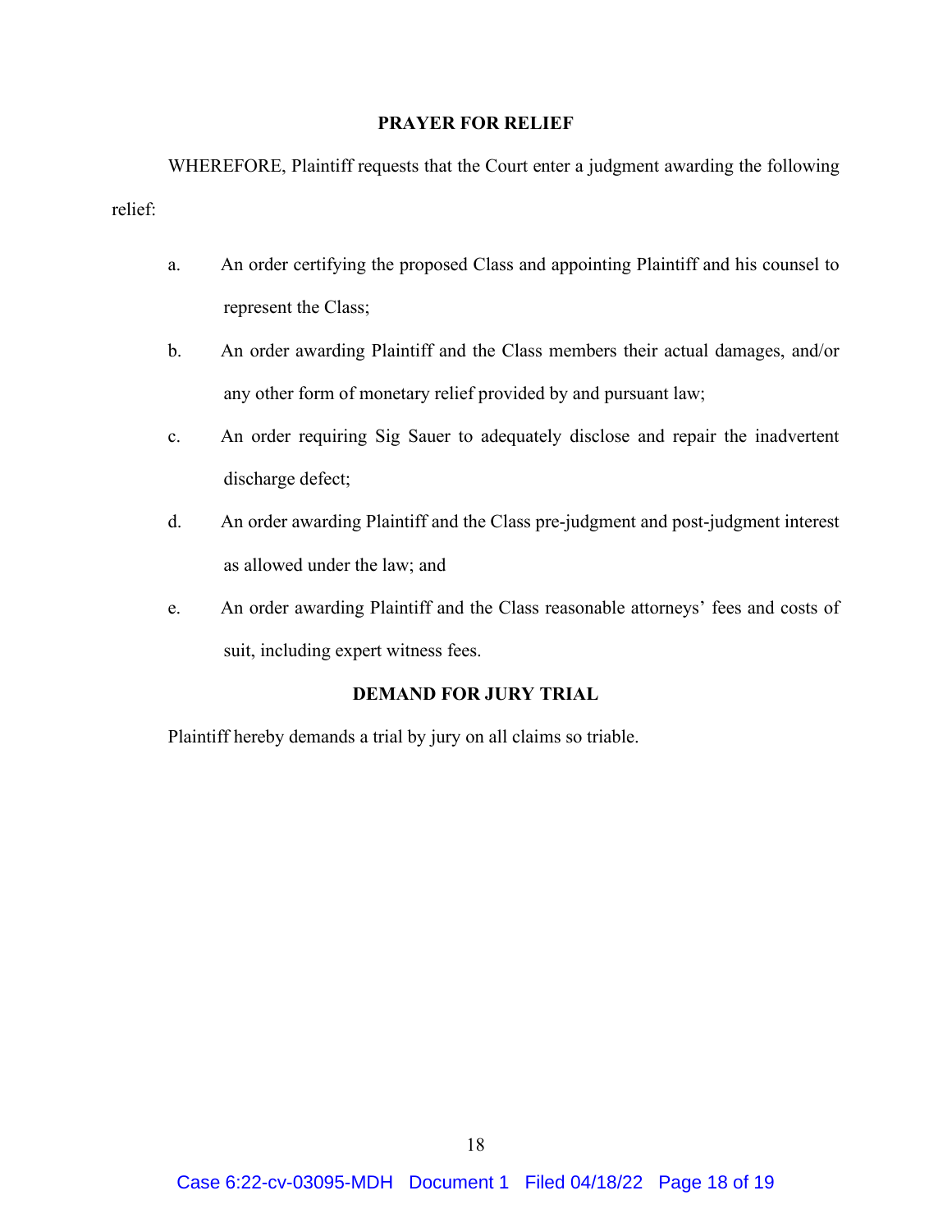## PRAYER FOR RELIEF

WHEREFORE, Plaintiff requests that the Court enter a judgment awarding the following relief:

a. An order certifying the proposed Class and appointing Plaintiff and his counsel to represent the Class;

b. An order awarding Plaintiff and the Class members their actual damages, and/or any other form of monetary relief provided by and pursuant law;

c. An order requiring Sig Sauer to adequately disclose and repair the inadvertent discharge defect;

d. An order awarding Plaintiff and the Class pre-judgment and post-judgment interest as allowed under the law; and

e. An order awarding Plaintiff and the Class reasonable attorneys' fees and costs of suit, including expert witness fees.

## DEMAND FOR JURY TRIAL

Plaintiff hereby demands a trial by jury on all claims so triable.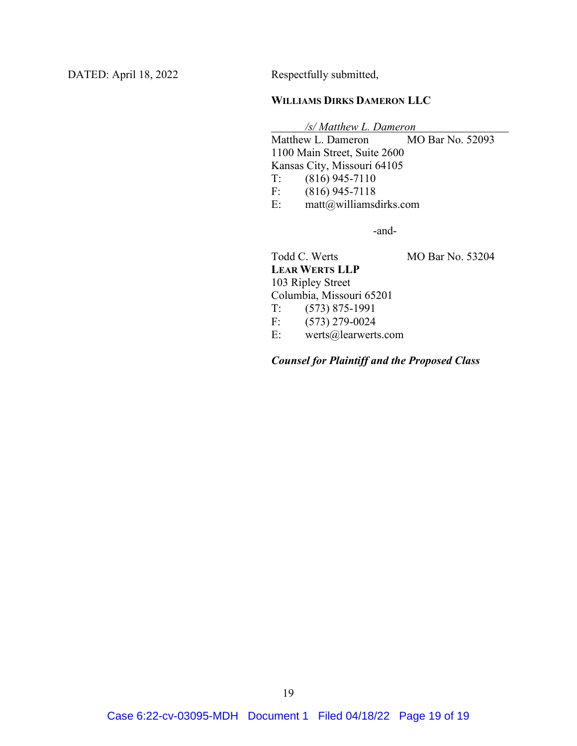DATED: April 18, 2022

Respectfully submitted,

**WILLIAMS DIRKS DAMERON LLC**

*/s/ Matthew L. Dameron*

Matthew L. Dameron MO Bar No. 52093
1100 Main Street, Suite 2600
Kansas City, Missouri 64105
T: (816) 945-7110
F: (816) 945-7118
E: matt@williamsdirks.com

-and-

Todd C. Werts MO Bar No. 53204
**LEAR WERTS LLP**
103 Ripley Street
Columbia, Missouri 65201
T: (573) 875-1991
F: (573) 279-0024
E: werts@learwerts.com

***Counsel for Plaintiff and the Proposed Class***